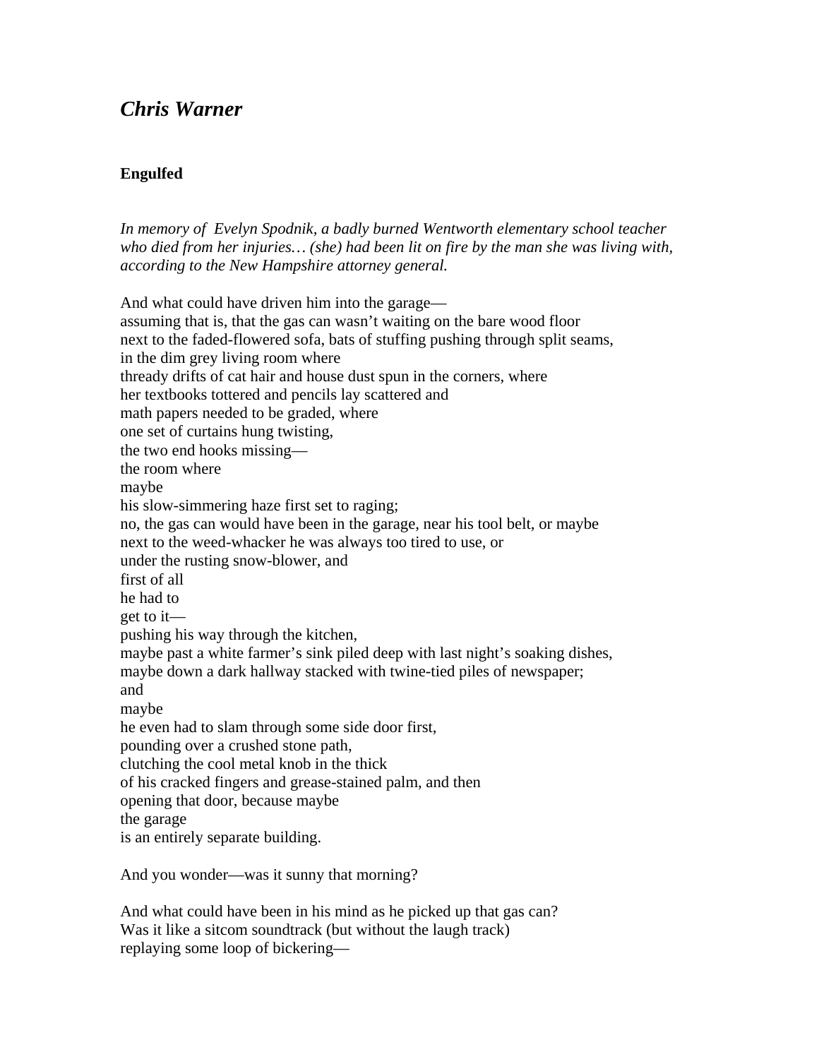# *Chris Warner*

## Engulfed

*In memory of Evelyn Spodnik, a badly burned Wentworth elementary school teacher who died from her injuries… (she) had been lit on fire by the man she was living with, according to the New Hampshire attorney general.*

And what could have driven him into the garage—  
assuming that is, that the gas can wasn't waiting on the bare wood floor  
next to the faded-flowered sofa, bats of stuffing pushing through split seams,  
in the dim grey living room where  
thready drifts of cat hair and house dust spun in the corners, where  
her textbooks tottered and pencils lay scattered and  
math papers needed to be graded, where  
one set of curtains hung twisting,  
the two end hooks missing—  
the room where  
maybe  
his slow-simmering haze first set to raging;  
no, the gas can would have been in the garage, near his tool belt, or maybe  
next to the weed-whacker he was always too tired to use, or  
under the rusting snow-blower, and  
first of all  
he had to  
get to it—  
pushing his way through the kitchen,  
maybe past a white farmer's sink piled deep with last night's soaking dishes,  
maybe down a dark hallway stacked with twine-tied piles of newspaper;  
and  
maybe  
he even had to slam through some side door first,  
pounding over a crushed stone path,  
clutching the cool metal knob in the thick  
of his cracked fingers and grease-stained palm, and then  
opening that door, because maybe  
the garage  
is an entirely separate building.

And you wonder—was it sunny that morning?

And what could have been in his mind as he picked up that gas can?  
Was it like a sitcom soundtrack (but without the laugh track)  
replaying some loop of bickering—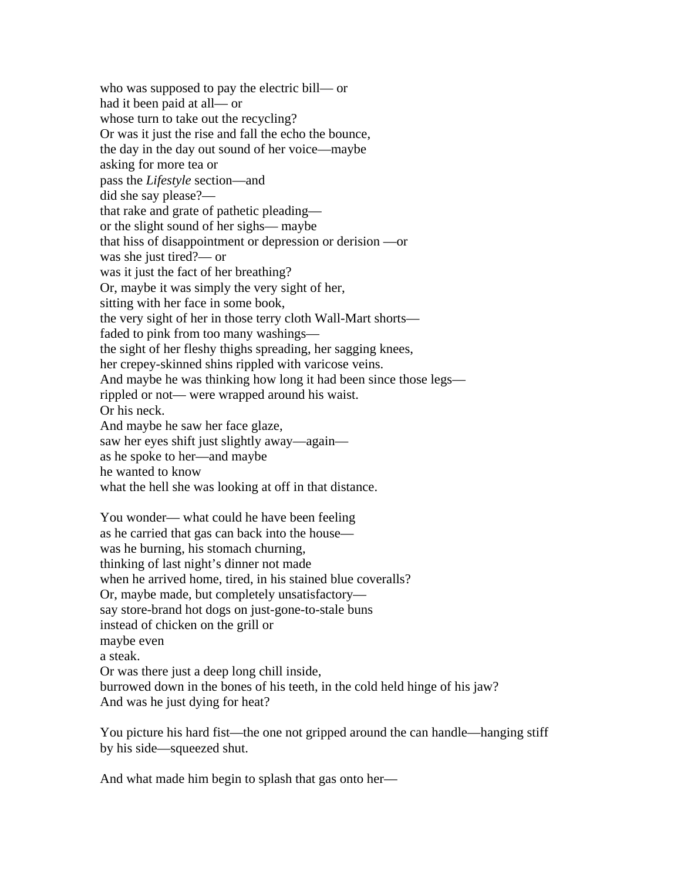who was supposed to pay the electric bill— or  
had it been paid at all— or  
whose turn to take out the recycling?  
Or was it just the rise and fall the echo the bounce,  
the day in the day out sound of her voice—maybe  
asking for more tea or  
pass the *Lifestyle* section—and  
did she say please?—  
that rake and grate of pathetic pleading—  
or the slight sound of her sighs— maybe  
that hiss of disappointment or depression or derision —or  
was she just tired?— or  
was it just the fact of her breathing?  
Or, maybe it was simply the very sight of her,  
sitting with her face in some book,  
the very sight of her in those terry cloth Wall-Mart shorts—  
faded to pink from too many washings—  
the sight of her fleshy thighs spreading, her sagging knees,  
her crepey-skinned shins rippled with varicose veins.  
And maybe he was thinking how long it had been since those legs—  
rippled or not— were wrapped around his waist.  
Or his neck.  
And maybe he saw her face glaze,  
saw her eyes shift just slightly away—again—  
as he spoke to her—and maybe  
he wanted to know  
what the hell she was looking at off in that distance.

You wonder— what could he have been feeling  
as he carried that gas can back into the house—  
was he burning, his stomach churning,  
thinking of last night's dinner not made  
when he arrived home, tired, in his stained blue coveralls?  
Or, maybe made, but completely unsatisfactory—  
say store-brand hot dogs on just-gone-to-stale buns  
instead of chicken on the grill or  
maybe even  
a steak.  
Or was there just a deep long chill inside,  
burrowed down in the bones of his teeth, in the cold held hinge of his jaw?  
And was he just dying for heat?

You picture his hard fist—the one not gripped around the can handle—hanging stiff by his side—squeezed shut.

And what made him begin to splash that gas onto her—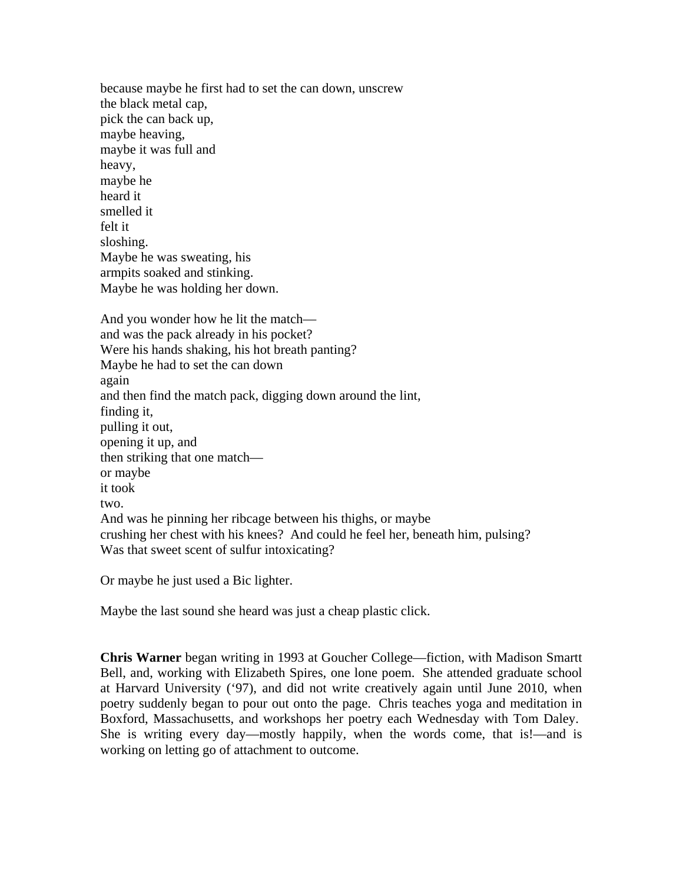because maybe he first had to set the can down, unscrew  
the black metal cap,  
pick the can back up,  
maybe heaving,  
maybe it was full and  
heavy,  
maybe he  
heard it  
smelled it  
felt it  
sloshing.  
Maybe he was sweating, his  
armpits soaked and stinking.  
Maybe he was holding her down.

And you wonder how he lit the match—  
and was the pack already in his pocket?  
Were his hands shaking, his hot breath panting?  
Maybe he had to set the can down  
again  
and then find the match pack, digging down around the lint,  
finding it,  
pulling it out,  
opening it up, and  
then striking that one match—  
or maybe  
it took  
two.  
And was he pinning her ribcage between his thighs, or maybe  
crushing her chest with his knees? And could he feel her, beneath him, pulsing?  
Was that sweet scent of sulfur intoxicating?

Or maybe he just used a Bic lighter.

Maybe the last sound she heard was just a cheap plastic click.

**Chris Warner** began writing in 1993 at Goucher College—fiction, with Madison Smartt Bell, and, working with Elizabeth Spires, one lone poem. She attended graduate school at Harvard University ('97), and did not write creatively again until June 2010, when poetry suddenly began to pour out onto the page. Chris teaches yoga and meditation in Boxford, Massachusetts, and workshops her poetry each Wednesday with Tom Daley. She is writing every day—mostly happily, when the words come, that is!—and is working on letting go of attachment to outcome.